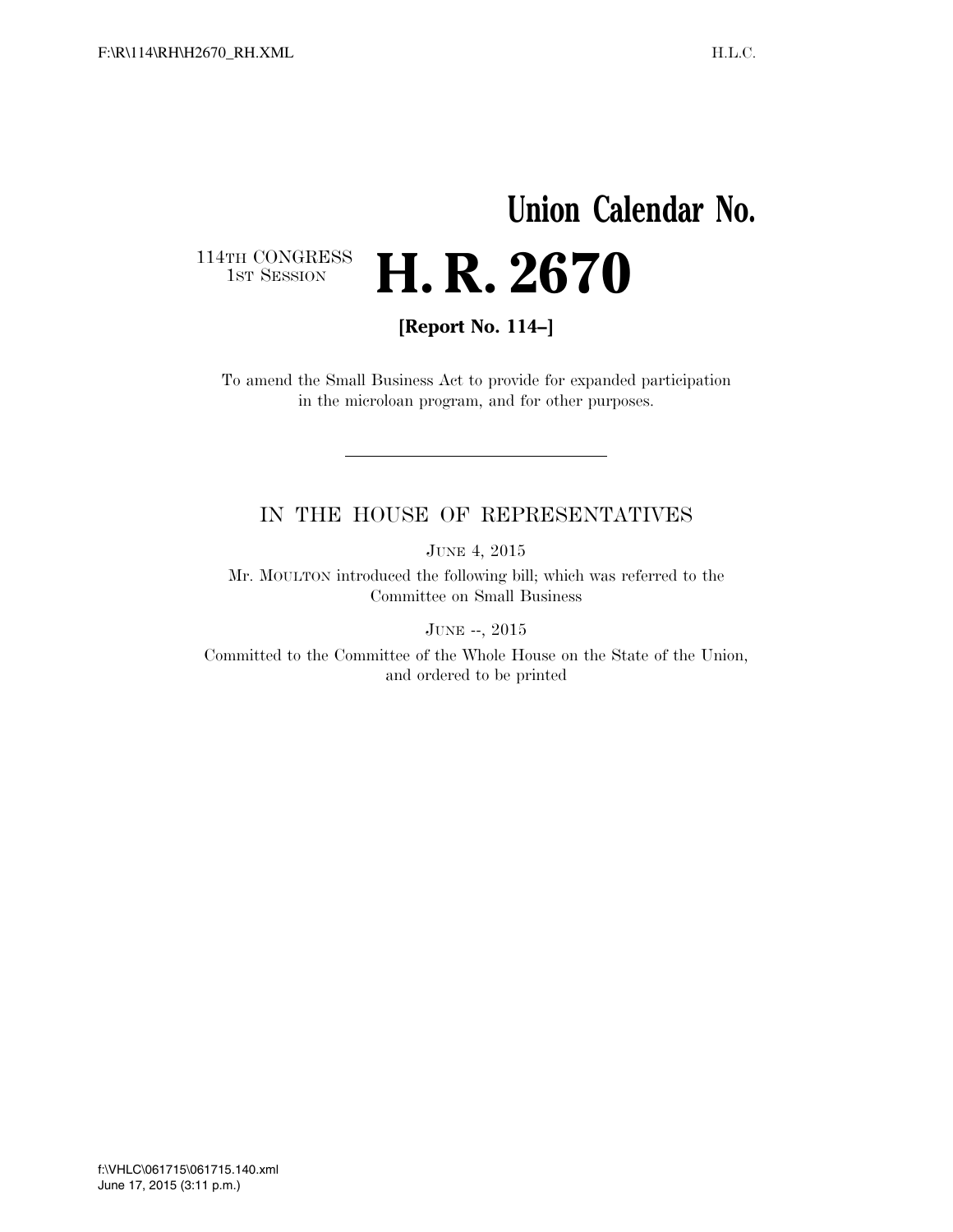# Union Calendar No.

114TH CONGRESS
1ST SESSION

# H. R. 2670

**[Report No. 114–]**

To amend the Small Business Act to provide for expanded participation in the microloan program, and for other purposes.

---

## IN THE HOUSE OF REPRESENTATIVES

JUNE 4, 2015

Mr. MOULTON introduced the following bill; which was referred to the Committee on Small Business

JUNE --, 2015

Committed to the Committee of the Whole House on the State of the Union, and ordered to be printed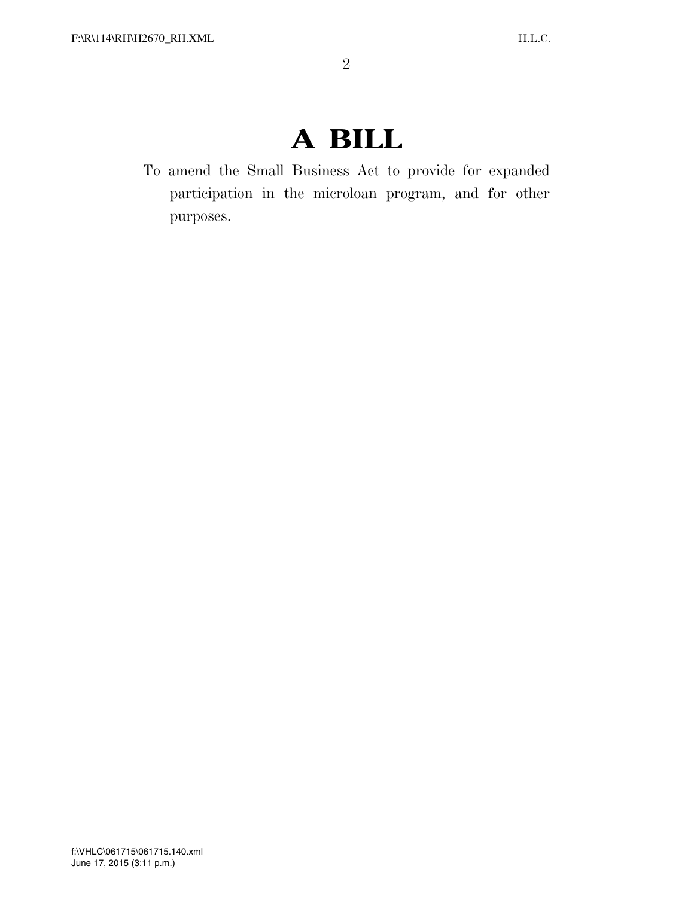# A BILL

To amend the Small Business Act to provide for expanded participation in the microloan program, and for other purposes.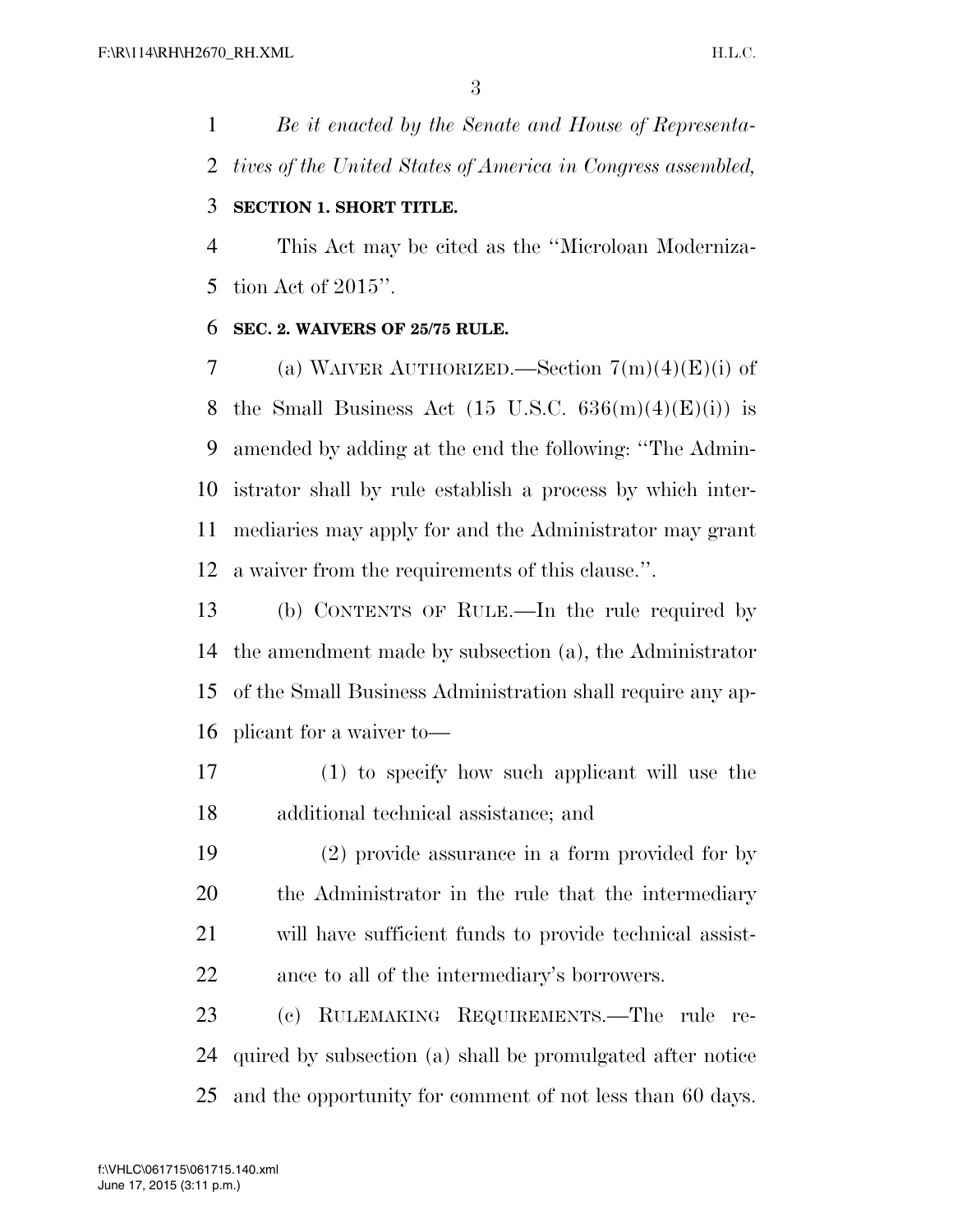*Be it enacted by the Senate and House of Representatives of the United States of America in Congress assembled,*

**SECTION 1. SHORT TITLE.**

This Act may be cited as the ''Microloan Modernization Act of 2015''.

**SEC. 2. WAIVERS OF 25/75 RULE.**

(a) WAIVER AUTHORIZED.—Section 7(m)(4)(E)(i) of the Small Business Act (15 U.S.C. 636(m)(4)(E)(i)) is amended by adding at the end the following: ''The Administrator shall by rule establish a process by which intermediaries may apply for and the Administrator may grant a waiver from the requirements of this clause.''.

(b) CONTENTS OF RULE.—In the rule required by the amendment made by subsection (a), the Administrator of the Small Business Administration shall require any applicant for a waiver to—

(1) to specify how such applicant will use the additional technical assistance; and

(2) provide assurance in a form provided for by the Administrator in the rule that the intermediary will have sufficient funds to provide technical assistance to all of the intermediary's borrowers.

(c) RULEMAKING REQUIREMENTS.—The rule required by subsection (a) shall be promulgated after notice and the opportunity for comment of not less than 60 days.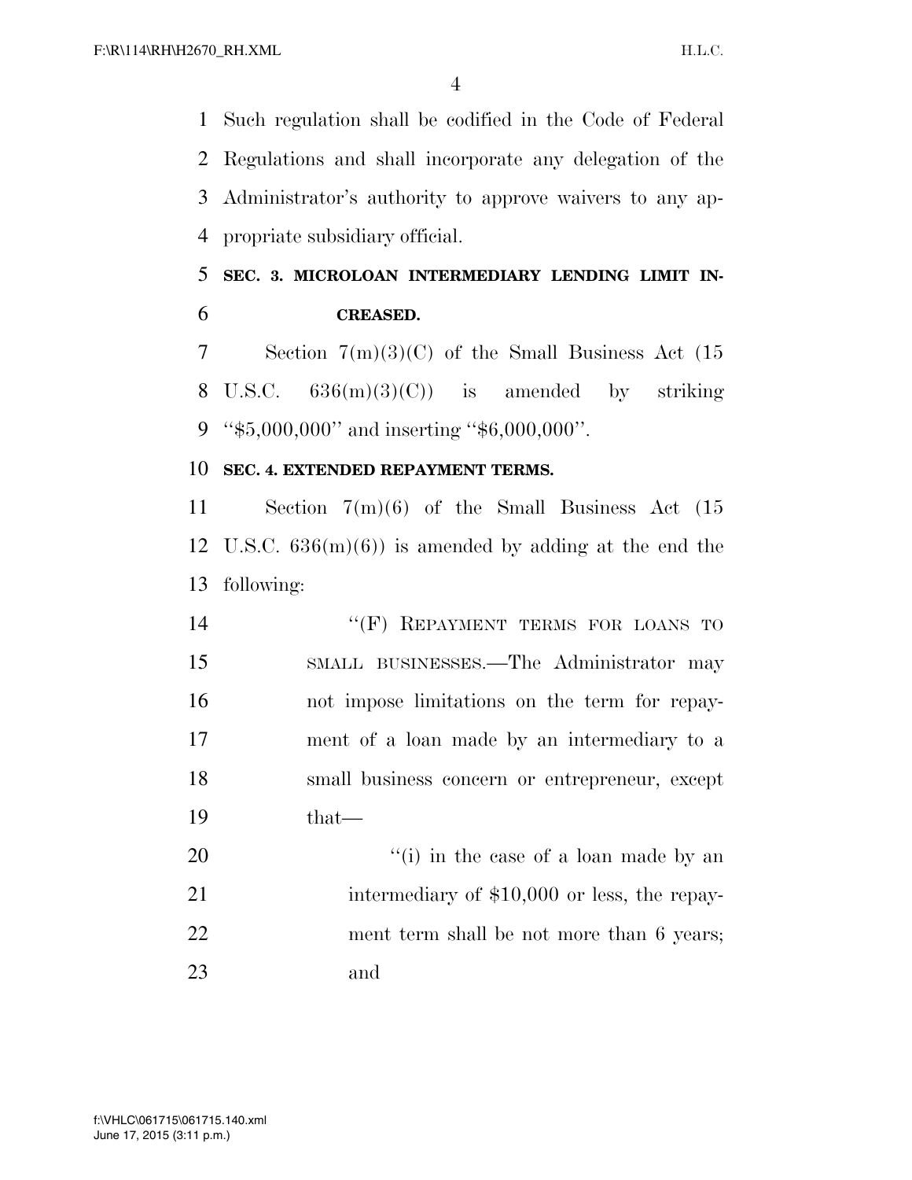Such regulation shall be codified in the Code of Federal Regulations and shall incorporate any delegation of the Administrator's authority to approve waivers to any appropriate subsidiary official.

**SEC. 3. MICROLOAN INTERMEDIARY LENDING LIMIT INCREASED.**

Section 7(m)(3)(C) of the Small Business Act (15 U.S.C. 636(m)(3)(C)) is amended by striking "$5,000,000" and inserting "$6,000,000".

**SEC. 4. EXTENDED REPAYMENT TERMS.**

Section 7(m)(6) of the Small Business Act (15 U.S.C. 636(m)(6)) is amended by adding at the end the following:

"(F) REPAYMENT TERMS FOR LOANS TO SMALL BUSINESSES.—The Administrator may not impose limitations on the term for repayment of a loan made by an intermediary to a small business concern or entrepreneur, except that—

"(i) in the case of a loan made by an intermediary of $10,000 or less, the repayment term shall be not more than 6 years; and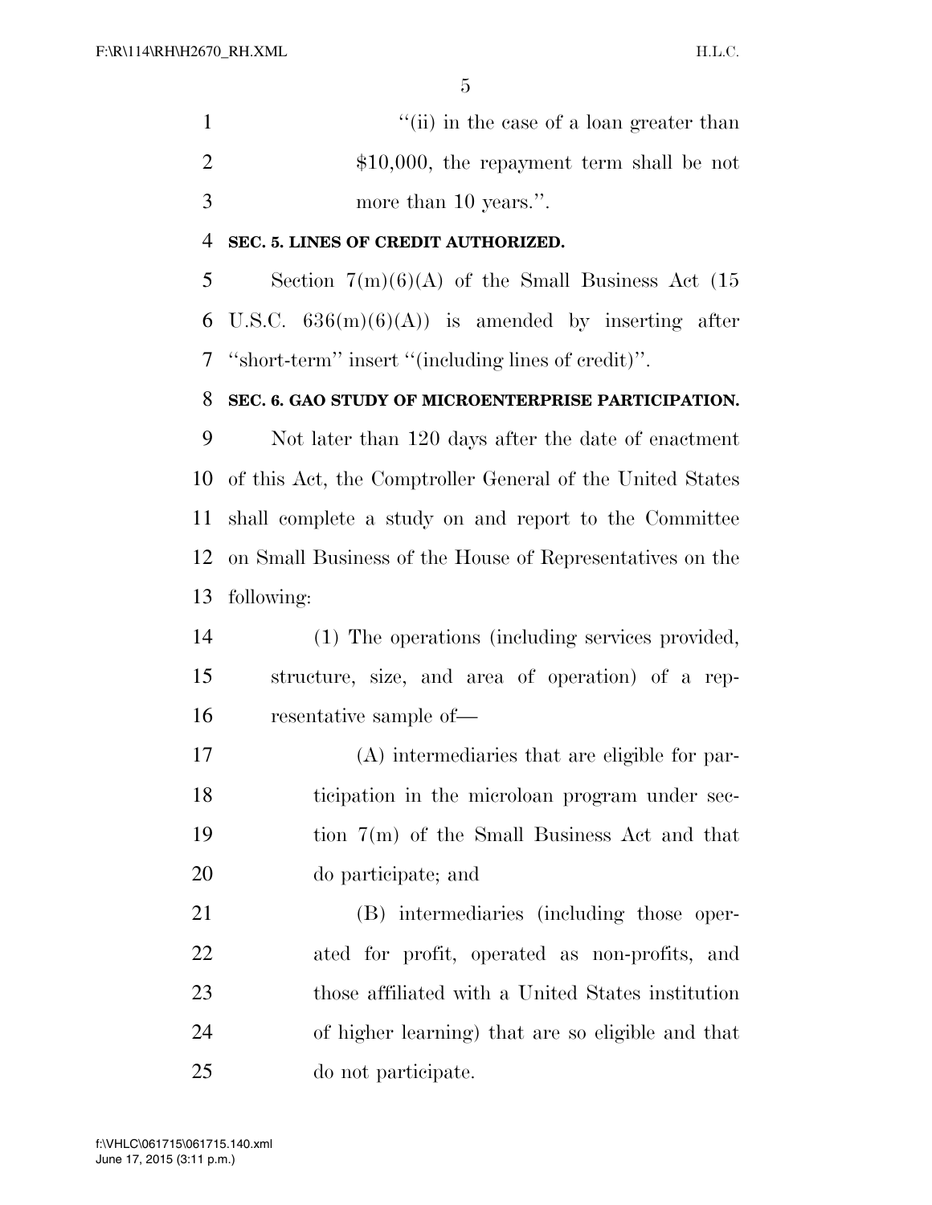"(ii) in the case of a loan greater than $10,000, the repayment term shall be not more than 10 years.".

**SEC. 5. LINES OF CREDIT AUTHORIZED.**

Section 7(m)(6)(A) of the Small Business Act (15 U.S.C. 636(m)(6)(A)) is amended by inserting after "short-term" insert "(including lines of credit)".

**SEC. 6. GAO STUDY OF MICROENTERPRISE PARTICIPATION.**

Not later than 120 days after the date of enactment of this Act, the Comptroller General of the United States shall complete a study on and report to the Committee on Small Business of the House of Representatives on the following:

(1) The operations (including services provided, structure, size, and area of operation) of a representative sample of—

(A) intermediaries that are eligible for participation in the microloan program under section 7(m) of the Small Business Act and that do participate; and

(B) intermediaries (including those operated for profit, operated as non-profits, and those affiliated with a United States institution of higher learning) that are so eligible and that do not participate.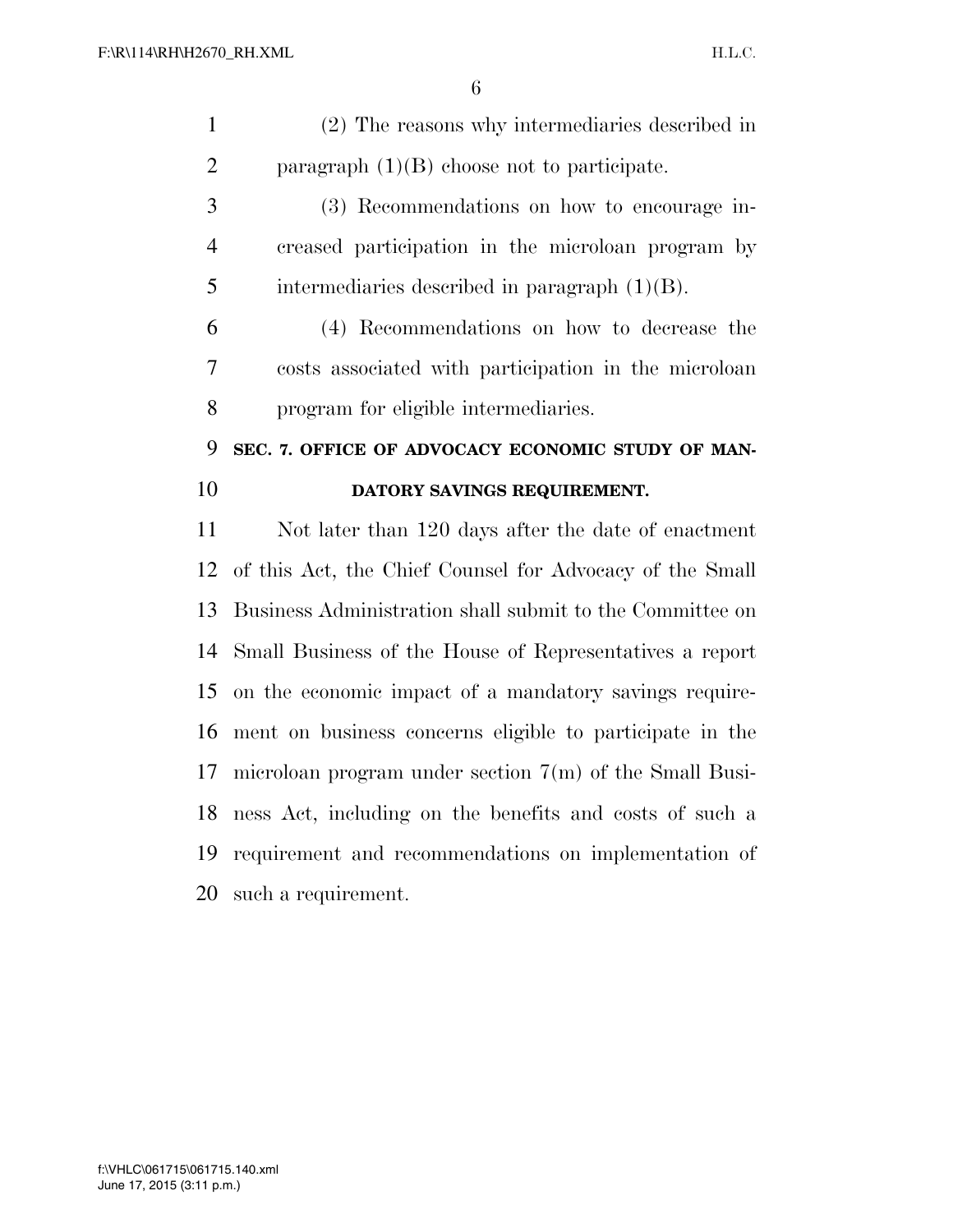(2) The reasons why intermediaries described in paragraph (1)(B) choose not to participate.

(3) Recommendations on how to encourage increased participation in the microloan program by intermediaries described in paragraph (1)(B).

(4) Recommendations on how to decrease the costs associated with participation in the microloan program for eligible intermediaries.

## SEC. 7. OFFICE OF ADVOCACY ECONOMIC STUDY OF MANDATORY SAVINGS REQUIREMENT.

Not later than 120 days after the date of enactment of this Act, the Chief Counsel for Advocacy of the Small Business Administration shall submit to the Committee on Small Business of the House of Representatives a report on the economic impact of a mandatory savings requirement on business concerns eligible to participate in the microloan program under section 7(m) of the Small Business Act, including on the benefits and costs of such a requirement and recommendations on implementation of such a requirement.